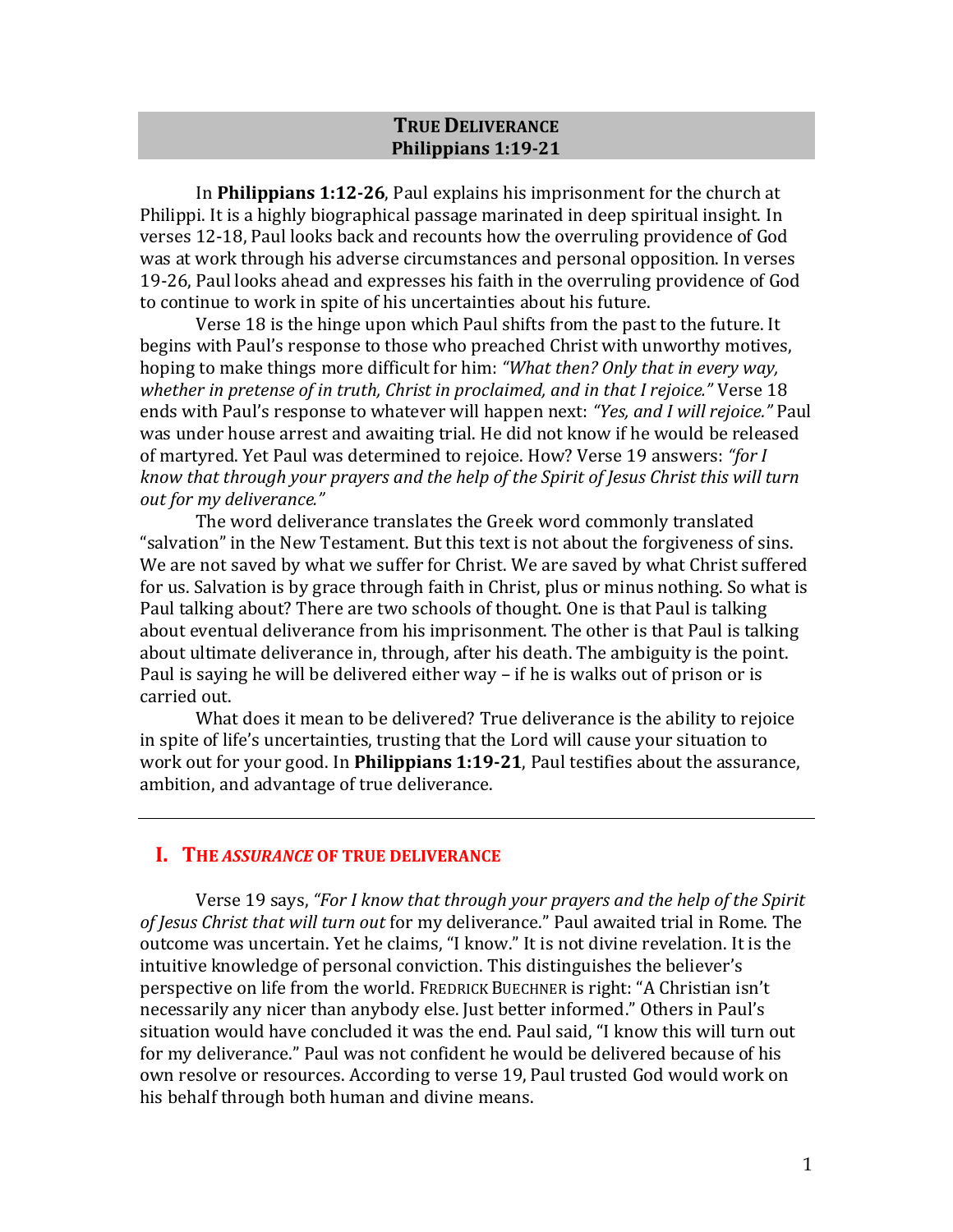# TRUE DELIVERANCE
## Philippians 1:19-21

In **Philippians 1:12-26**, Paul explains his imprisonment for the church at Philippi. It is a highly biographical passage marinated in deep spiritual insight. In verses 12-18, Paul looks back and recounts how the overruling providence of God was at work through his adverse circumstances and personal opposition. In verses 19-26, Paul looks ahead and expresses his faith in the overruling providence of God to continue to work in spite of his uncertainties about his future.

Verse 18 is the hinge upon which Paul shifts from the past to the future. It begins with Paul's response to those who preached Christ with unworthy motives, hoping to make things more difficult for him: *"What then? Only that in every way, whether in pretense of in truth, Christ in proclaimed, and in that I rejoice."* Verse 18 ends with Paul's response to whatever will happen next: *"Yes, and I will rejoice."* Paul was under house arrest and awaiting trial. He did not know if he would be released of martyred. Yet Paul was determined to rejoice. How? Verse 19 answers: *"for I know that through your prayers and the help of the Spirit of Jesus Christ this will turn out for my deliverance."*

The word deliverance translates the Greek word commonly translated "salvation" in the New Testament. But this text is not about the forgiveness of sins. We are not saved by what we suffer for Christ. We are saved by what Christ suffered for us. Salvation is by grace through faith in Christ, plus or minus nothing. So what is Paul talking about? There are two schools of thought. One is that Paul is talking about eventual deliverance from his imprisonment. The other is that Paul is talking about ultimate deliverance in, through, after his death. The ambiguity is the point. Paul is saying he will be delivered either way – if he is walks out of prison or is carried out.

What does it mean to be delivered? True deliverance is the ability to rejoice in spite of life's uncertainties, trusting that the Lord will cause your situation to work out for your good. In **Philippians 1:19-21**, Paul testifies about the assurance, ambition, and advantage of true deliverance.

---

## I. THE *ASSURANCE* OF TRUE DELIVERANCE

Verse 19 says, *"For I know that through your prayers and the help of the Spirit of Jesus Christ that will turn out* for my deliverance." Paul awaited trial in Rome. The outcome was uncertain. Yet he claims, "I know." It is not divine revelation. It is the intuitive knowledge of personal conviction. This distinguishes the believer's perspective on life from the world. FREDRICK BUECHNER is right: "A Christian isn't necessarily any nicer than anybody else. Just better informed." Others in Paul's situation would have concluded it was the end. Paul said, "I know this will turn out for my deliverance." Paul was not confident he would be delivered because of his own resolve or resources. According to verse 19, Paul trusted God would work on his behalf through both human and divine means.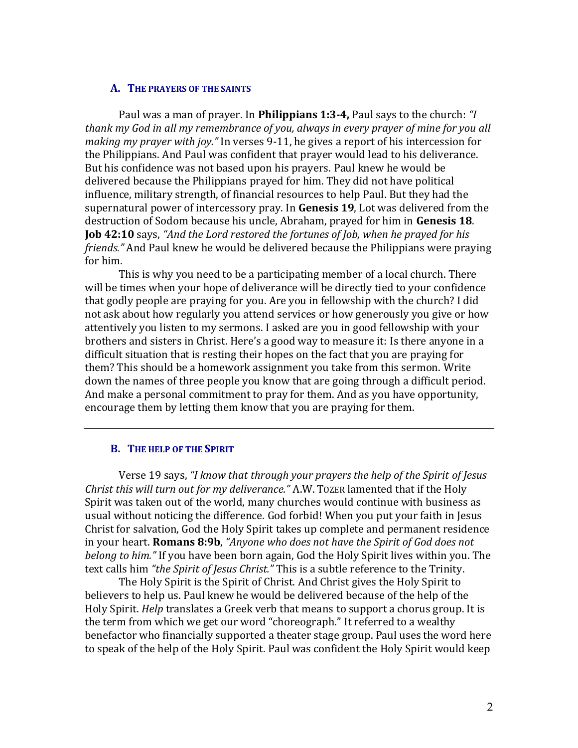### A. THE PRAYERS OF THE SAINTS

Paul was a man of prayer. In **Philippians 1:3-4,** Paul says to the church: *"I thank my God in all my remembrance of you, always in every prayer of mine for you all making my prayer with joy."* In verses 9-11, he gives a report of his intercession for the Philippians. And Paul was confident that prayer would lead to his deliverance. But his confidence was not based upon his prayers. Paul knew he would be delivered because the Philippians prayed for him. They did not have political influence, military strength, of financial resources to help Paul. But they had the supernatural power of intercessory pray. In **Genesis 19**, Lot was delivered from the destruction of Sodom because his uncle, Abraham, prayed for him in **Genesis 18**. **Job 42:10** says, *"And the Lord restored the fortunes of Job, when he prayed for his friends."* And Paul knew he would be delivered because the Philippians were praying for him.

This is why you need to be a participating member of a local church. There will be times when your hope of deliverance will be directly tied to your confidence that godly people are praying for you. Are you in fellowship with the church? I did not ask about how regularly you attend services or how generously you give or how attentively you listen to my sermons. I asked are you in good fellowship with your brothers and sisters in Christ. Here's a good way to measure it: Is there anyone in a difficult situation that is resting their hopes on the fact that you are praying for them? This should be a homework assignment you take from this sermon. Write down the names of three people you know that are going through a difficult period. And make a personal commitment to pray for them. And as you have opportunity, encourage them by letting them know that you are praying for them.

---

### B. THE HELP OF THE SPIRIT

Verse 19 says, *"I know that through your prayers the help of the Spirit of Jesus Christ this will turn out for my deliverance."* A.W. TOZER lamented that if the Holy Spirit was taken out of the world, many churches would continue with business as usual without noticing the difference. God forbid! When you put your faith in Jesus Christ for salvation, God the Holy Spirit takes up complete and permanent residence in your heart. **Romans 8:9b**, *"Anyone who does not have the Spirit of God does not belong to him."* If you have been born again, God the Holy Spirit lives within you. The text calls him *"the Spirit of Jesus Christ."* This is a subtle reference to the Trinity.

The Holy Spirit is the Spirit of Christ. And Christ gives the Holy Spirit to believers to help us. Paul knew he would be delivered because of the help of the Holy Spirit. *Help* translates a Greek verb that means to support a chorus group. It is the term from which we get our word "choreograph." It referred to a wealthy benefactor who financially supported a theater stage group. Paul uses the word here to speak of the help of the Holy Spirit. Paul was confident the Holy Spirit would keep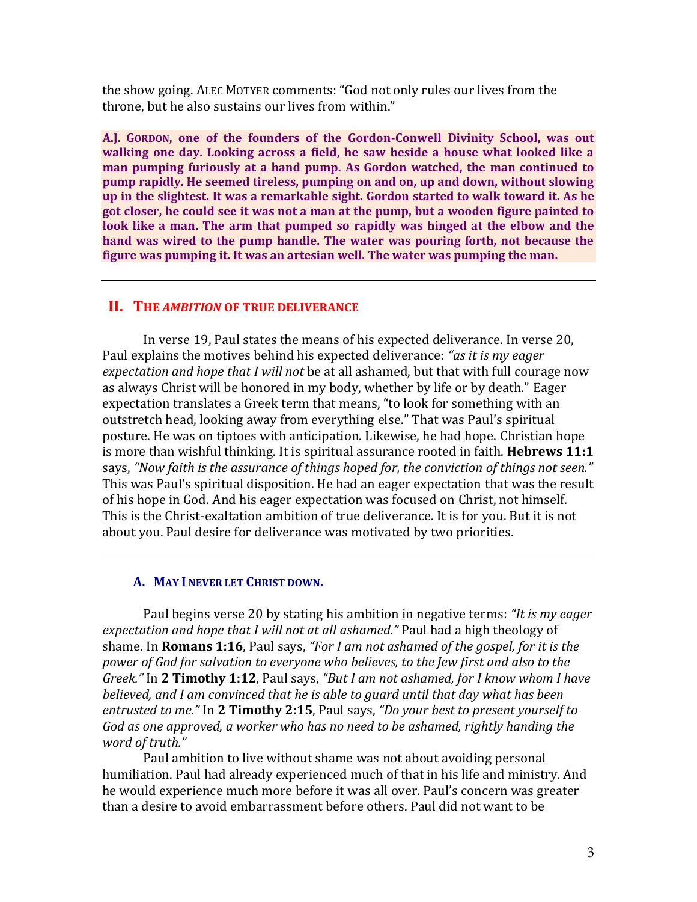the show going. ALEC MOTYER comments: "God not only rules our lives from the throne, but he also sustains our lives from within."

**A.J. GORDON, one of the founders of the Gordon-Conwell Divinity School, was out walking one day. Looking across a field, he saw beside a house what looked like a man pumping furiously at a hand pump. As Gordon watched, the man continued to pump rapidly. He seemed tireless, pumping on and on, up and down, without slowing up in the slightest. It was a remarkable sight. Gordon started to walk toward it. As he got closer, he could see it was not a man at the pump, but a wooden figure painted to look like a man. The arm that pumped so rapidly was hinged at the elbow and the hand was wired to the pump handle. The water was pouring forth, not because the figure was pumping it. It was an artesian well. The water was pumping the man.**

---

## II. THE *AMBITION* OF TRUE DELIVERANCE

In verse 19, Paul states the means of his expected deliverance. In verse 20, Paul explains the motives behind his expected deliverance: *"as it is my eager expectation and hope that I will not* be at all ashamed, but that with full courage now as always Christ will be honored in my body, whether by life or by death." Eager expectation translates a Greek term that means, "to look for something with an outstretch head, looking away from everything else." That was Paul's spiritual posture. He was on tiptoes with anticipation. Likewise, he had hope. Christian hope is more than wishful thinking. It is spiritual assurance rooted in faith. **Hebrews 11:1** says, *"Now faith is the assurance of things hoped for, the conviction of things not seen."* This was Paul's spiritual disposition. He had an eager expectation that was the result of his hope in God. And his eager expectation was focused on Christ, not himself. This is the Christ-exaltation ambition of true deliverance. It is for you. But it is not about you. Paul desire for deliverance was motivated by two priorities.

---

### A. MAY I NEVER LET CHRIST DOWN.

Paul begins verse 20 by stating his ambition in negative terms: *"It is my eager expectation and hope that I will not at all ashamed."* Paul had a high theology of shame. In **Romans 1:16**, Paul says, *"For I am not ashamed of the gospel, for it is the power of God for salvation to everyone who believes, to the Jew first and also to the Greek."* In **2 Timothy 1:12**, Paul says, *"But I am not ashamed, for I know whom I have believed, and I am convinced that he is able to guard until that day what has been entrusted to me."* In **2 Timothy 2:15**, Paul says, *"Do your best to present yourself to God as one approved, a worker who has no need to be ashamed, rightly handing the word of truth."*

Paul ambition to live without shame was not about avoiding personal humiliation. Paul had already experienced much of that in his life and ministry. And he would experience much more before it was all over. Paul's concern was greater than a desire to avoid embarrassment before others. Paul did not want to be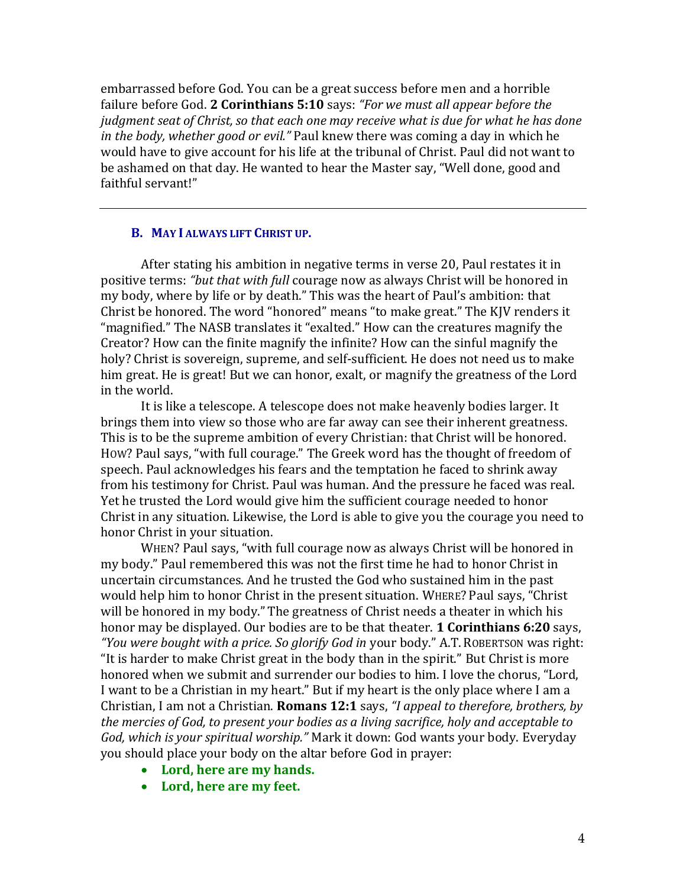embarrassed before God. You can be a great success before men and a horrible failure before God. **2 Corinthians 5:10** says: *"For we must all appear before the judgment seat of Christ, so that each one may receive what is due for what he has done in the body, whether good or evil."* Paul knew there was coming a day in which he would have to give account for his life at the tribunal of Christ. Paul did not want to be ashamed on that day. He wanted to hear the Master say, "Well done, good and faithful servant!"

---

### B. MAY I ALWAYS LIFT CHRIST UP.

After stating his ambition in negative terms in verse 20, Paul restates it in positive terms: *"but that with full* courage now as always Christ will be honored in my body, where by life or by death." This was the heart of Paul's ambition: that Christ be honored. The word "honored" means "to make great." The KJV renders it "magnified." The NASB translates it "exalted." How can the creatures magnify the Creator? How can the finite magnify the infinite? How can the sinful magnify the holy? Christ is sovereign, supreme, and self-sufficient. He does not need us to make him great. He is great! But we can honor, exalt, or magnify the greatness of the Lord in the world.

It is like a telescope. A telescope does not make heavenly bodies larger. It brings them into view so those who are far away can see their inherent greatness. This is to be the supreme ambition of every Christian: that Christ will be honored. HOW? Paul says, "with full courage." The Greek word has the thought of freedom of speech. Paul acknowledges his fears and the temptation he faced to shrink away from his testimony for Christ. Paul was human. And the pressure he faced was real. Yet he trusted the Lord would give him the sufficient courage needed to honor Christ in any situation. Likewise, the Lord is able to give you the courage you need to honor Christ in your situation.

WHEN? Paul says, "with full courage now as always Christ will be honored in my body." Paul remembered this was not the first time he had to honor Christ in uncertain circumstances. And he trusted the God who sustained him in the past would help him to honor Christ in the present situation. WHERE? Paul says, "Christ will be honored in my body." The greatness of Christ needs a theater in which his honor may be displayed. Our bodies are to be that theater. **1 Corinthians 6:20** says, *"You were bought with a price. So glorify God in* your body." A.T. ROBERTSON was right: "It is harder to make Christ great in the body than in the spirit." But Christ is more honored when we submit and surrender our bodies to him. I love the chorus, "Lord, I want to be a Christian in my heart." But if my heart is the only place where I am a Christian, I am not a Christian. **Romans 12:1** says, *"I appeal to therefore, brothers, by the mercies of God, to present your bodies as a living sacrifice, holy and acceptable to God, which is your spiritual worship."* Mark it down: God wants your body. Everyday you should place your body on the altar before God in prayer:

- **Lord, here are my hands.**
- **Lord, here are my feet.**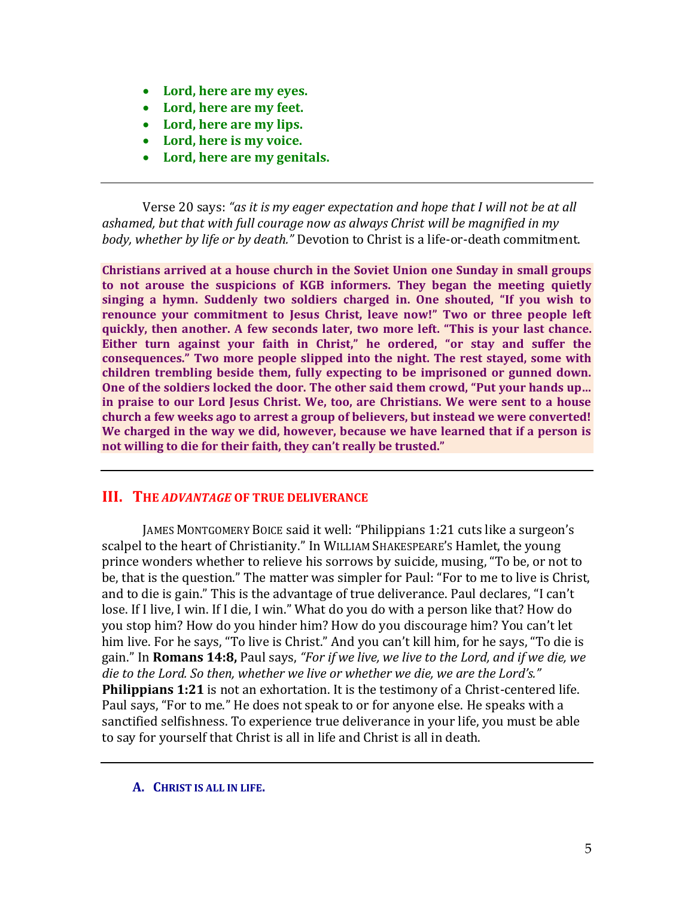- **Lord, here are my eyes.**
- **Lord, here are my feet.**
- **Lord, here are my lips.**
- **Lord, here is my voice.**
- **Lord, here are my genitals.**

---

Verse 20 says: *"as it is my eager expectation and hope that I will not be at all ashamed, but that with full courage now as always Christ will be magnified in my body, whether by life or by death."* Devotion to Christ is a life-or-death commitment.

**Christians arrived at a house church in the Soviet Union one Sunday in small groups to not arouse the suspicions of KGB informers. They began the meeting quietly singing a hymn. Suddenly two soldiers charged in. One shouted, "If you wish to renounce your commitment to Jesus Christ, leave now!" Two or three people left quickly, then another. A few seconds later, two more left. "This is your last chance. Either turn against your faith in Christ," he ordered, "or stay and suffer the consequences." Two more people slipped into the night. The rest stayed, some with children trembling beside them, fully expecting to be imprisoned or gunned down. One of the soldiers locked the door. The other said them crowd, "Put your hands up… in praise to our Lord Jesus Christ. We, too, are Christians. We were sent to a house church a few weeks ago to arrest a group of believers, but instead we were converted! We charged in the way we did, however, because we have learned that if a person is not willing to die for their faith, they can't really be trusted."**

---

## III. THE *ADVANTAGE* OF TRUE DELIVERANCE

JAMES MONTGOMERY BOICE said it well: "Philippians 1:21 cuts like a surgeon's scalpel to the heart of Christianity." In WILLIAM SHAKESPEARE'S Hamlet, the young prince wonders whether to relieve his sorrows by suicide, musing, "To be, or not to be, that is the question." The matter was simpler for Paul: "For to me to live is Christ, and to die is gain." This is the advantage of true deliverance. Paul declares, "I can't lose. If I live, I win. If I die, I win." What do you do with a person like that? How do you stop him? How do you hinder him? How do you discourage him? You can't let him live. For he says, "To live is Christ." And you can't kill him, for he says, "To die is gain." In **Romans 14:8,** Paul says, *"For if we live, we live to the Lord, and if we die, we die to the Lord. So then, whether we live or whether we die, we are the Lord's."* **Philippians 1:21** is not an exhortation. It is the testimony of a Christ-centered life. Paul says, "For to me." He does not speak to or for anyone else. He speaks with a sanctified selfishness. To experience true deliverance in your life, you must be able to say for yourself that Christ is all in life and Christ is all in death.

---

### A. CHRIST IS ALL IN LIFE.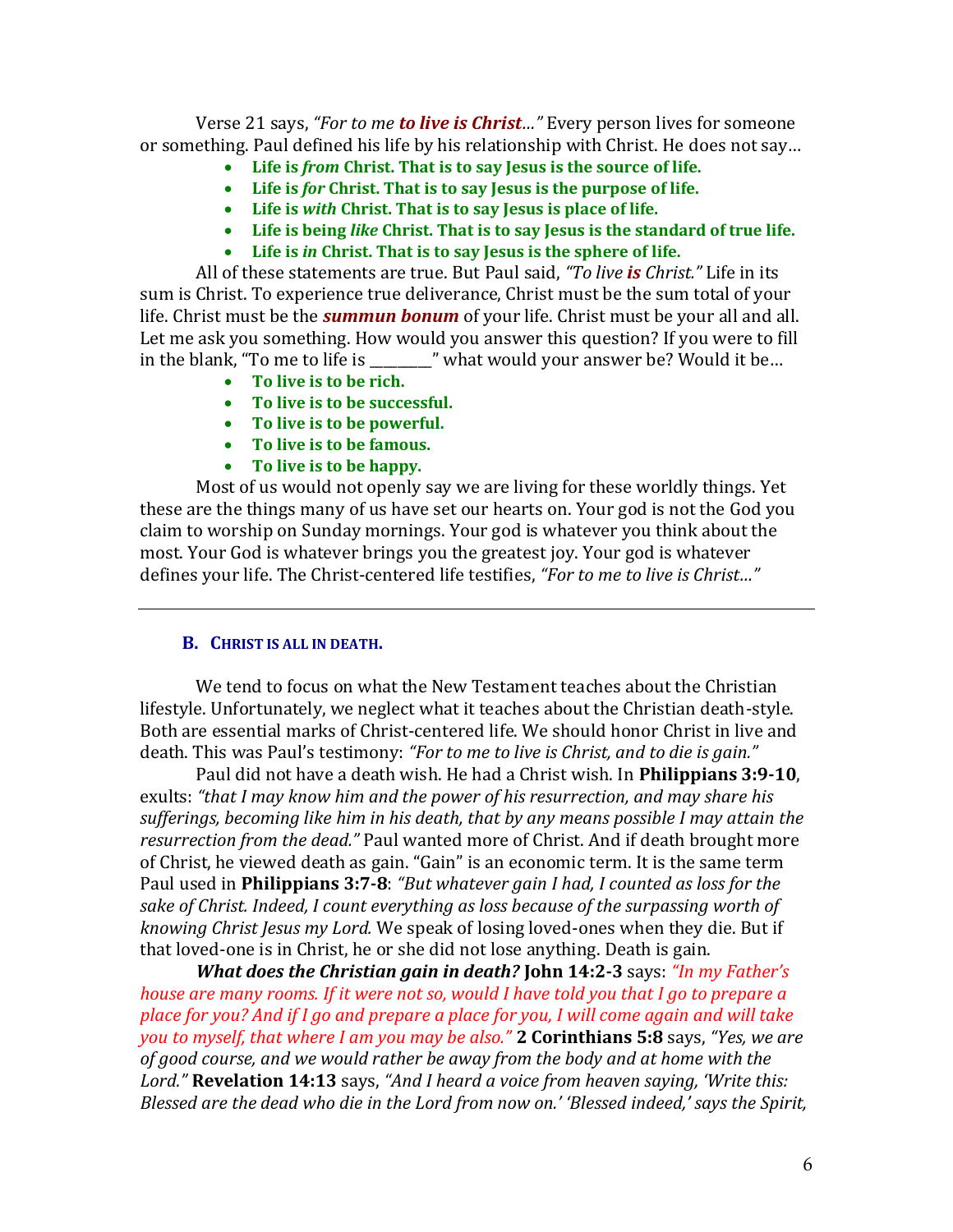Verse 21 says, *"For to me **to live is Christ**…"* Every person lives for someone or something. Paul defined his life by his relationship with Christ. He does not say…

- **Life is *from* Christ. That is to say Jesus is the source of life.**
- **Life is *for* Christ. That is to say Jesus is the purpose of life.**
- **Life is *with* Christ. That is to say Jesus is place of life.**
- **Life is being *like* Christ. That is to say Jesus is the standard of true life.**
- **Life is *in* Christ. That is to say Jesus is the sphere of life.**

All of these statements are true. But Paul said, *"To live **is** Christ."* Life in its sum is Christ. To experience true deliverance, Christ must be the sum total of your life. Christ must be the ***summun bonum*** of your life. Christ must be your all and all. Let me ask you something. How would you answer this question? If you were to fill in the blank, "To me to life is ________" what would your answer be? Would it be…

- **To live is to be rich.**
- **To live is to be successful.**
- **To live is to be powerful.**
- **To live is to be famous.**
- **To live is to be happy.**

Most of us would not openly say we are living for these worldly things. Yet these are the things many of us have set our hearts on. Your god is not the God you claim to worship on Sunday mornings. Your god is whatever you think about the most. Your God is whatever brings you the greatest joy. Your god is whatever defines your life. The Christ-centered life testifies, *"For to me to live is Christ…"*

---

### B. CHRIST IS ALL IN DEATH.

We tend to focus on what the New Testament teaches about the Christian lifestyle. Unfortunately, we neglect what it teaches about the Christian death-style. Both are essential marks of Christ-centered life. We should honor Christ in live and death. This was Paul's testimony: *"For to me to live is Christ, and to die is gain."*

Paul did not have a death wish. He had a Christ wish. In **Philippians 3:9-10**, exults: *"that I may know him and the power of his resurrection, and may share his sufferings, becoming like him in his death, that by any means possible I may attain the resurrection from the dead."* Paul wanted more of Christ. And if death brought more of Christ, he viewed death as gain. "Gain" is an economic term. It is the same term Paul used in **Philippians 3:7-8**: *"But whatever gain I had, I counted as loss for the sake of Christ. Indeed, I count everything as loss because of the surpassing worth of knowing Christ Jesus my Lord.* We speak of losing loved-ones when they die. But if that loved-one is in Christ, he or she did not lose anything. Death is gain.

***What does the Christian gain in death?*** **John 14:2-3** says: *"In my Father's house are many rooms. If it were not so, would I have told you that I go to prepare a place for you? And if I go and prepare a place for you, I will come again and will take you to myself, that where I am you may be also."* **2 Corinthians 5:8** says, *"Yes, we are of good course, and we would rather be away from the body and at home with the Lord."* **Revelation 14:13** says, *"And I heard a voice from heaven saying, 'Write this: Blessed are the dead who die in the Lord from now on.' 'Blessed indeed,' says the Spirit,*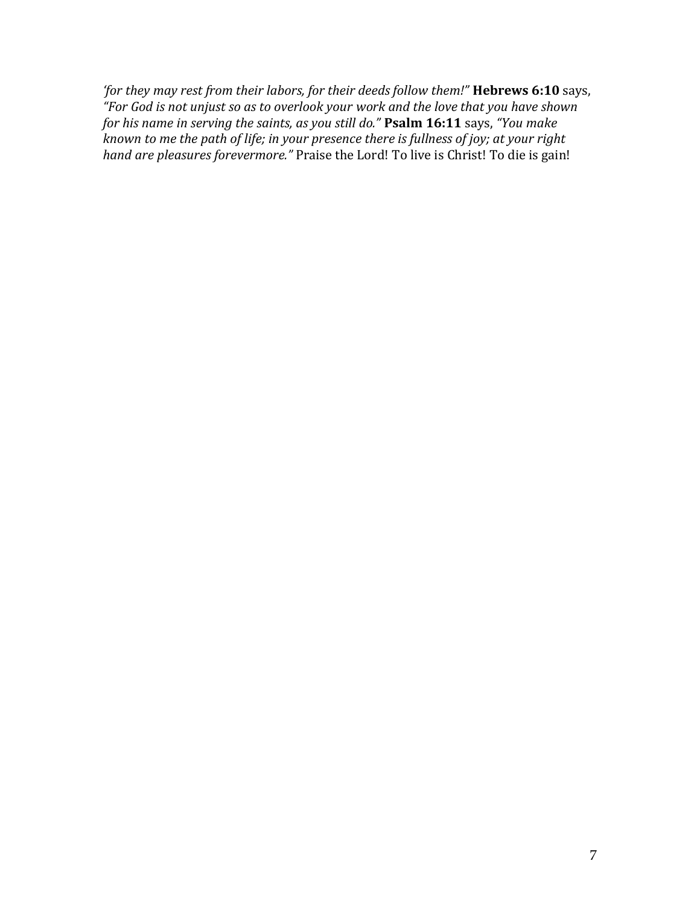*'for they may rest from their labors, for their deeds follow them!"* **Hebrews 6:10** says, *"For God is not unjust so as to overlook your work and the love that you have shown for his name in serving the saints, as you still do."* **Psalm 16:11** says, *"You make known to me the path of life; in your presence there is fullness of joy; at your right hand are pleasures forevermore."* Praise the Lord! To live is Christ! To die is gain!